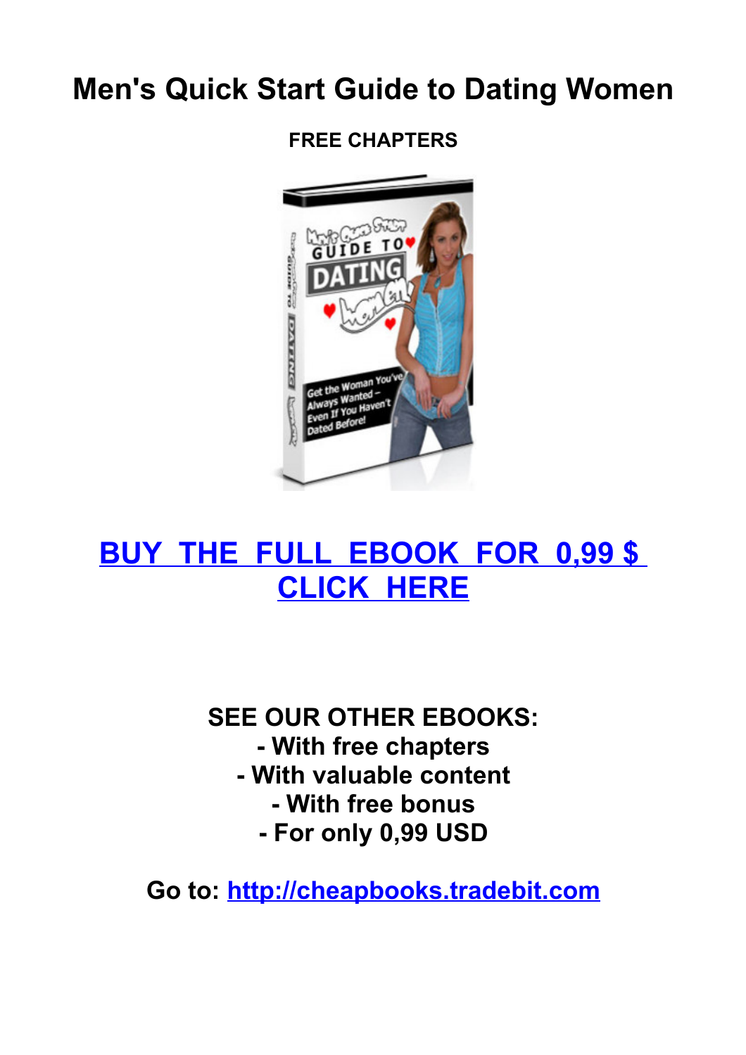# Men's Quick Start Guide to Dating Women

**FREE CHAPTERS**

## [BUY THE FULL EBOOK FOR 0,99 $ CLICK HERE]

**SEE OUR OTHER EBOOKS:**
**- With free chapters**
**- With valuable content**
**- With free bonus**
**- For only 0,99 USD**

**Go to: http://cheapbooks.tradebit.com**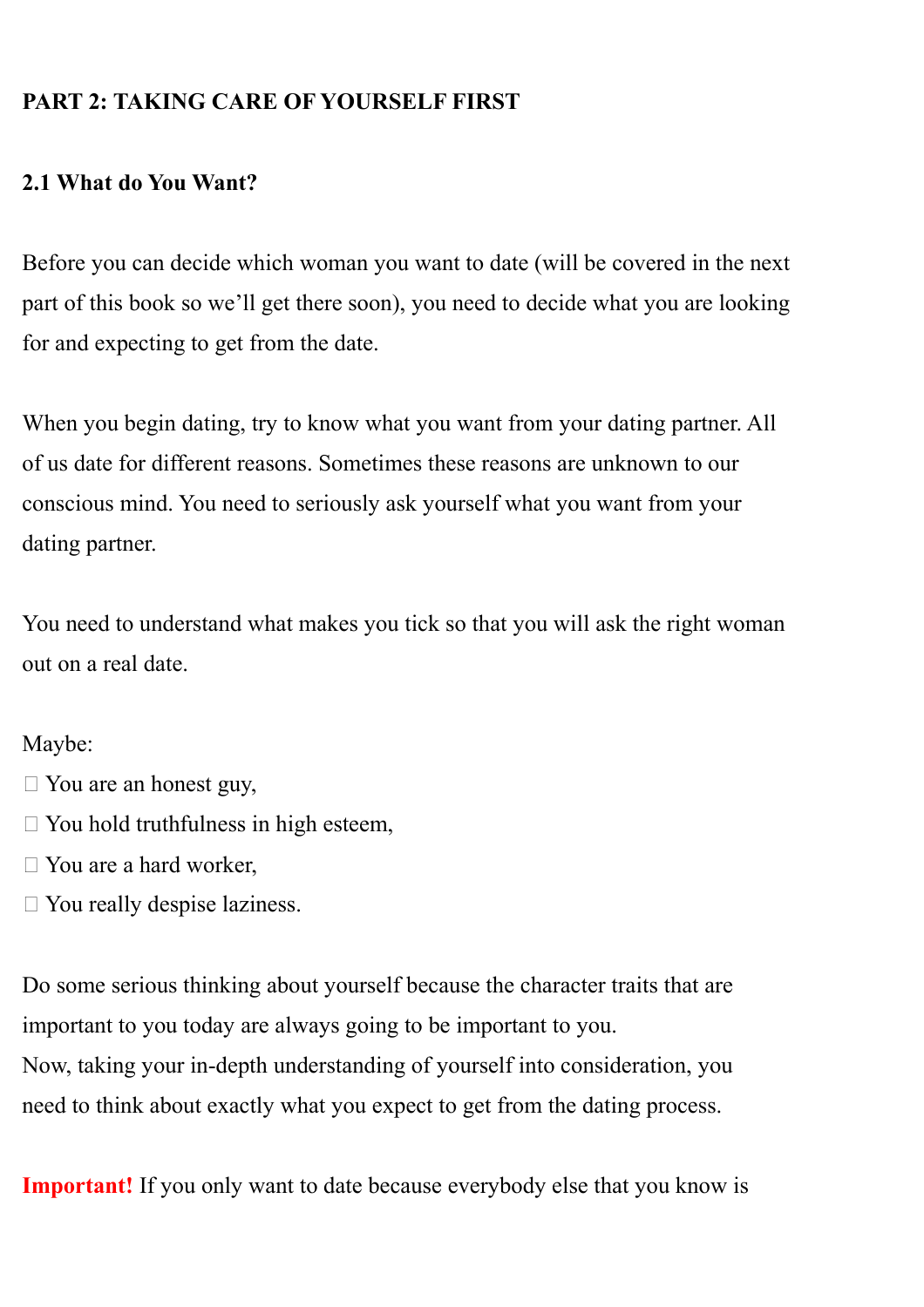**PART 2: TAKING CARE OF YOURSELF FIRST**

**2.1 What do You Want?**

Before you can decide which woman you want to date (will be covered in the next part of this book so we'll get there soon), you need to decide what you are looking for and expecting to get from the date.

When you begin dating, try to know what you want from your dating partner. All of us date for different reasons. Sometimes these reasons are unknown to our conscious mind. You need to seriously ask yourself what you want from your dating partner.

You need to understand what makes you tick so that you will ask the right woman out on a real date.

Maybe:

- You are an honest guy,
- You hold truthfulness in high esteem,
- You are a hard worker,
- You really despise laziness.

Do some serious thinking about yourself because the character traits that are important to you today are always going to be important to you.
Now, taking your in-depth understanding of yourself into consideration, you need to think about exactly what you expect to get from the dating process.

**Important!** If you only want to date because everybody else that you know is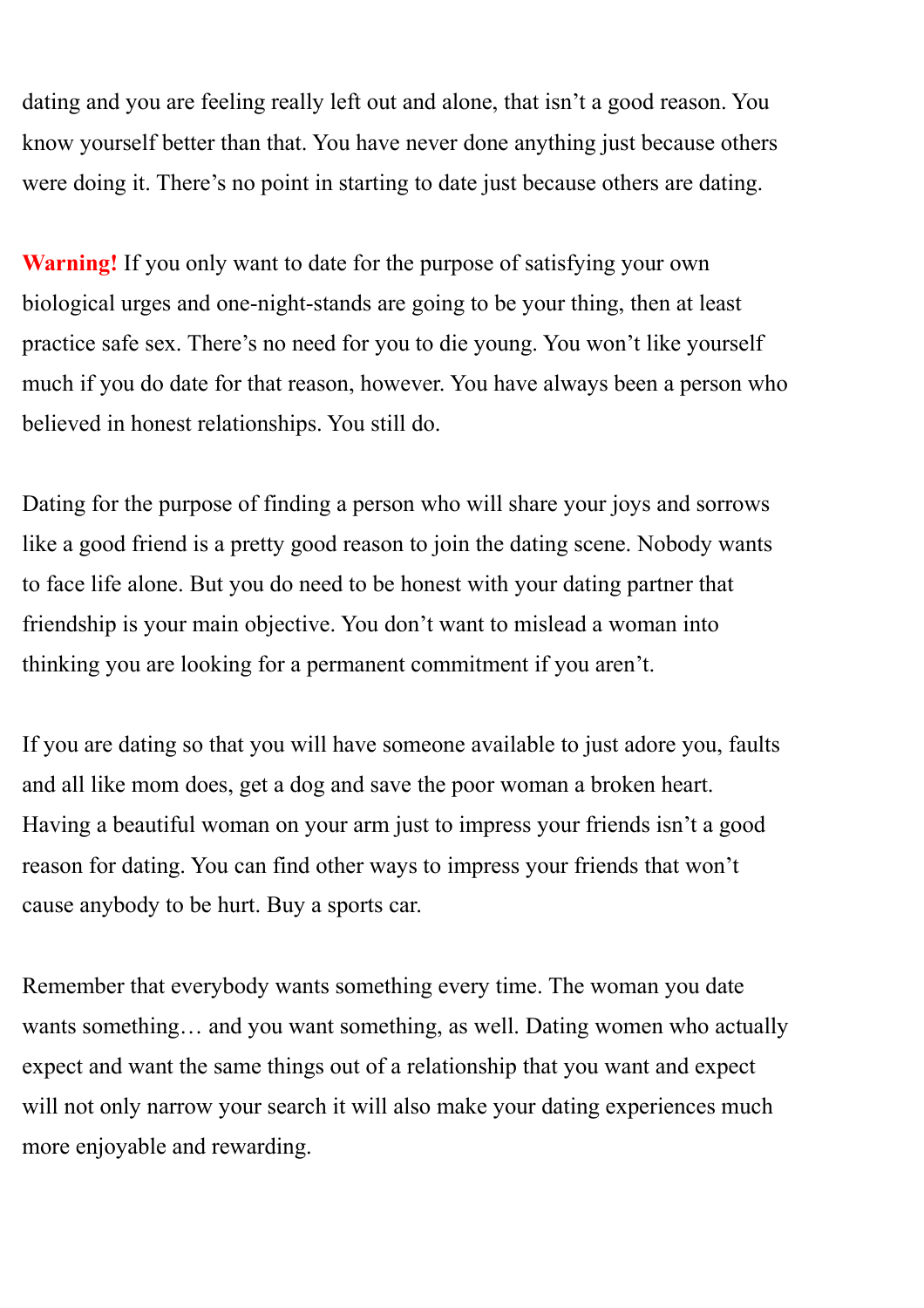dating and you are feeling really left out and alone, that isn't a good reason. You know yourself better than that. You have never done anything just because others were doing it. There's no point in starting to date just because others are dating.

**Warning!** If you only want to date for the purpose of satisfying your own biological urges and one-night-stands are going to be your thing, then at least practice safe sex. There's no need for you to die young. You won't like yourself much if you do date for that reason, however. You have always been a person who believed in honest relationships. You still do.

Dating for the purpose of finding a person who will share your joys and sorrows like a good friend is a pretty good reason to join the dating scene. Nobody wants to face life alone. But you do need to be honest with your dating partner that friendship is your main objective. You don't want to mislead a woman into thinking you are looking for a permanent commitment if you aren't.

If you are dating so that you will have someone available to just adore you, faults and all like mom does, get a dog and save the poor woman a broken heart. Having a beautiful woman on your arm just to impress your friends isn't a good reason for dating. You can find other ways to impress your friends that won't cause anybody to be hurt. Buy a sports car.

Remember that everybody wants something every time. The woman you date wants something… and you want something, as well. Dating women who actually expect and want the same things out of a relationship that you want and expect will not only narrow your search it will also make your dating experiences much more enjoyable and rewarding.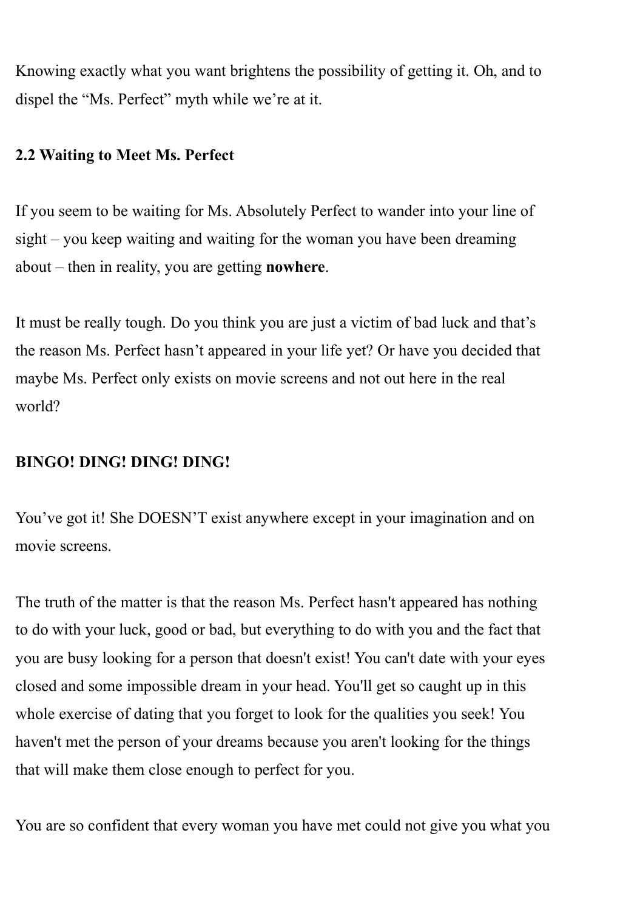Knowing exactly what you want brightens the possibility of getting it. Oh, and to dispel the “Ms. Perfect” myth while we’re at it.

### 2.2 Waiting to Meet Ms. Perfect

If you seem to be waiting for Ms. Absolutely Perfect to wander into your line of sight – you keep waiting and waiting for the woman you have been dreaming about – then in reality, you are getting **nowhere**.

It must be really tough. Do you think you are just a victim of bad luck and that’s the reason Ms. Perfect hasn’t appeared in your life yet? Or have you decided that maybe Ms. Perfect only exists on movie screens and not out here in the real world?

**BINGO! DING! DING! DING!**

You’ve got it! She DOESN’T exist anywhere except in your imagination and on movie screens.

The truth of the matter is that the reason Ms. Perfect hasn't appeared has nothing to do with your luck, good or bad, but everything to do with you and the fact that you are busy looking for a person that doesn't exist! You can't date with your eyes closed and some impossible dream in your head. You'll get so caught up in this whole exercise of dating that you forget to look for the qualities you seek! You haven't met the person of your dreams because you aren't looking for the things that will make them close enough to perfect for you.

You are so confident that every woman you have met could not give you what you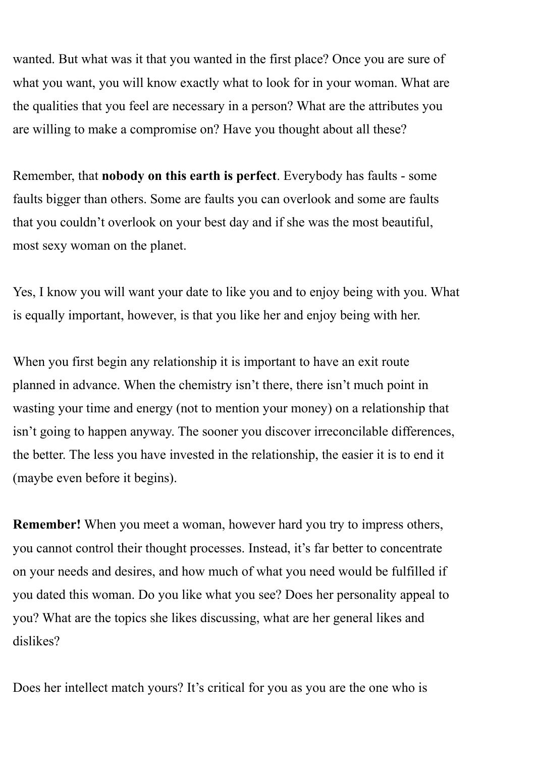wanted. But what was it that you wanted in the first place? Once you are sure of what you want, you will know exactly what to look for in your woman. What are the qualities that you feel are necessary in a person? What are the attributes you are willing to make a compromise on? Have you thought about all these?

Remember, that **nobody on this earth is perfect**. Everybody has faults - some faults bigger than others. Some are faults you can overlook and some are faults that you couldn't overlook on your best day and if she was the most beautiful, most sexy woman on the planet.

Yes, I know you will want your date to like you and to enjoy being with you. What is equally important, however, is that you like her and enjoy being with her.

When you first begin any relationship it is important to have an exit route planned in advance. When the chemistry isn't there, there isn't much point in wasting your time and energy (not to mention your money) on a relationship that isn't going to happen anyway. The sooner you discover irreconcilable differences, the better. The less you have invested in the relationship, the easier it is to end it (maybe even before it begins).

**Remember!** When you meet a woman, however hard you try to impress others, you cannot control their thought processes. Instead, it's far better to concentrate on your needs and desires, and how much of what you need would be fulfilled if you dated this woman. Do you like what you see? Does her personality appeal to you? What are the topics she likes discussing, what are her general likes and dislikes?

Does her intellect match yours? It's critical for you as you are the one who is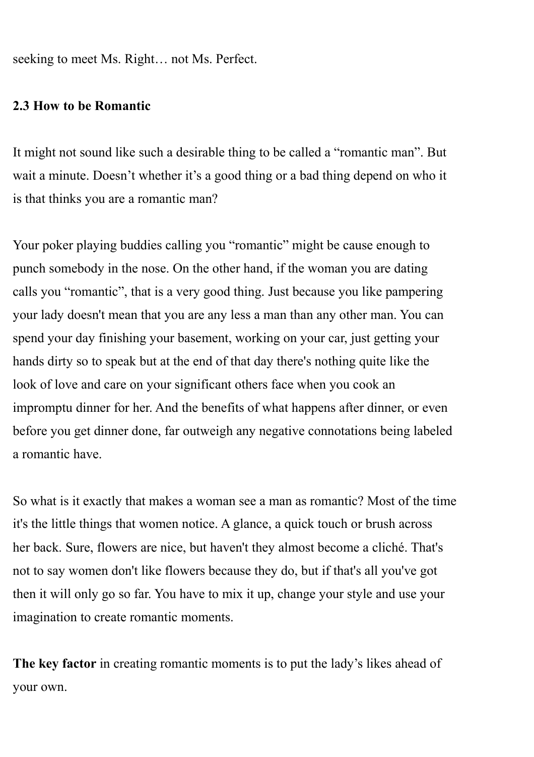seeking to meet Ms. Right… not Ms. Perfect.

### 2.3 How to be Romantic

It might not sound like such a desirable thing to be called a “romantic man”. But wait a minute. Doesn’t whether it’s a good thing or a bad thing depend on who it is that thinks you are a romantic man?

Your poker playing buddies calling you “romantic” might be cause enough to punch somebody in the nose. On the other hand, if the woman you are dating calls you “romantic”, that is a very good thing. Just because you like pampering your lady doesn't mean that you are any less a man than any other man. You can spend your day finishing your basement, working on your car, just getting your hands dirty so to speak but at the end of that day there's nothing quite like the look of love and care on your significant others face when you cook an impromptu dinner for her. And the benefits of what happens after dinner, or even before you get dinner done, far outweigh any negative connotations being labeled a romantic have.

So what is it exactly that makes a woman see a man as romantic? Most of the time it's the little things that women notice. A glance, a quick touch or brush across her back. Sure, flowers are nice, but haven't they almost become a cliché. That's not to say women don't like flowers because they do, but if that's all you've got then it will only go so far. You have to mix it up, change your style and use your imagination to create romantic moments.

**The key factor** in creating romantic moments is to put the lady’s likes ahead of your own.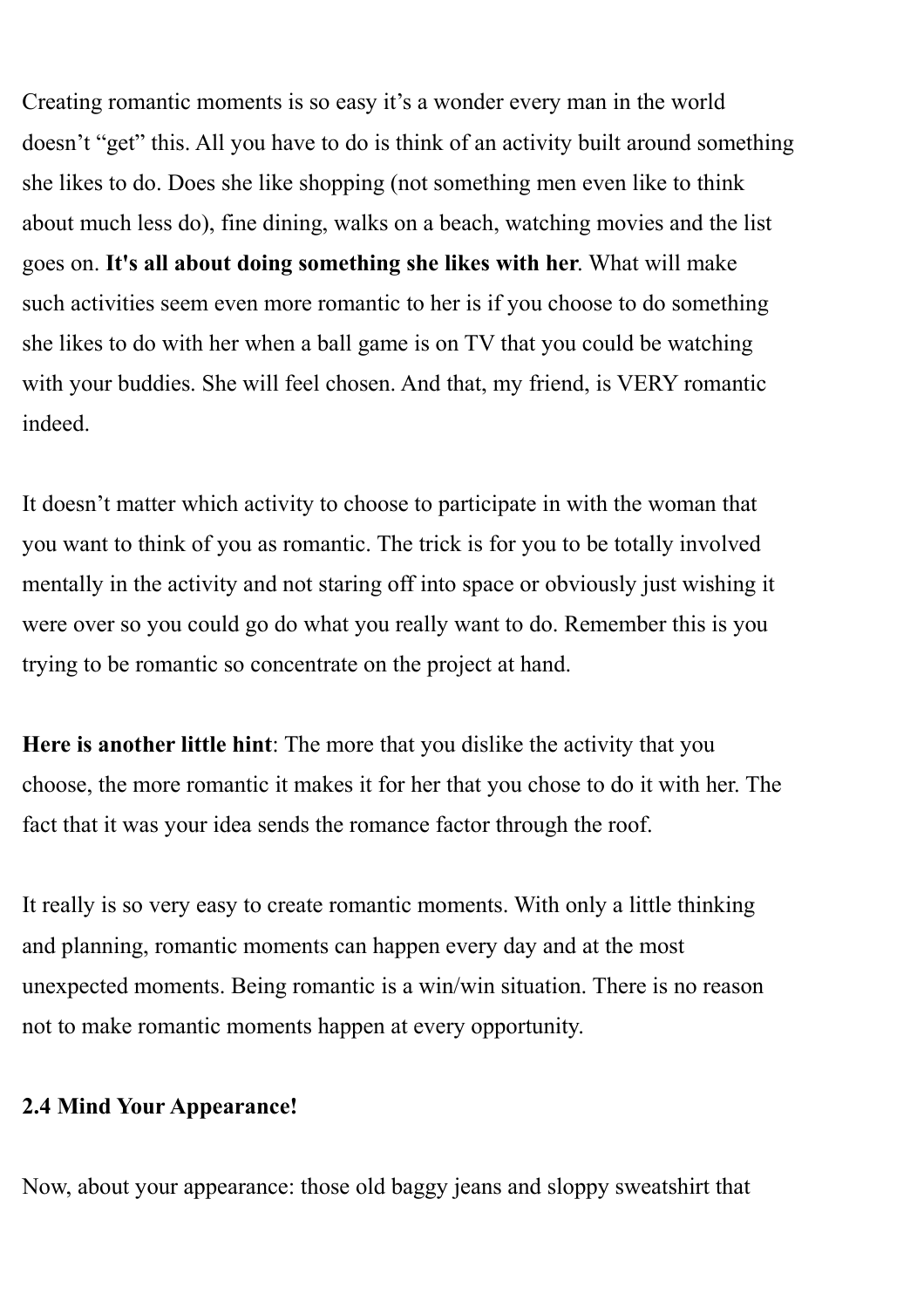Creating romantic moments is so easy it's a wonder every man in the world doesn't "get" this. All you have to do is think of an activity built around something she likes to do. Does she like shopping (not something men even like to think about much less do), fine dining, walks on a beach, watching movies and the list goes on. **It's all about doing something she likes with her**. What will make such activities seem even more romantic to her is if you choose to do something she likes to do with her when a ball game is on TV that you could be watching with your buddies. She will feel chosen. And that, my friend, is VERY romantic indeed.

It doesn't matter which activity to choose to participate in with the woman that you want to think of you as romantic. The trick is for you to be totally involved mentally in the activity and not staring off into space or obviously just wishing it were over so you could go do what you really want to do. Remember this is you trying to be romantic so concentrate on the project at hand.

**Here is another little hint**: The more that you dislike the activity that you choose, the more romantic it makes it for her that you chose to do it with her. The fact that it was your idea sends the romance factor through the roof.

It really is so very easy to create romantic moments. With only a little thinking and planning, romantic moments can happen every day and at the most unexpected moments. Being romantic is a win/win situation. There is no reason not to make romantic moments happen at every opportunity.

## 2.4 Mind Your Appearance!

Now, about your appearance: those old baggy jeans and sloppy sweatshirt that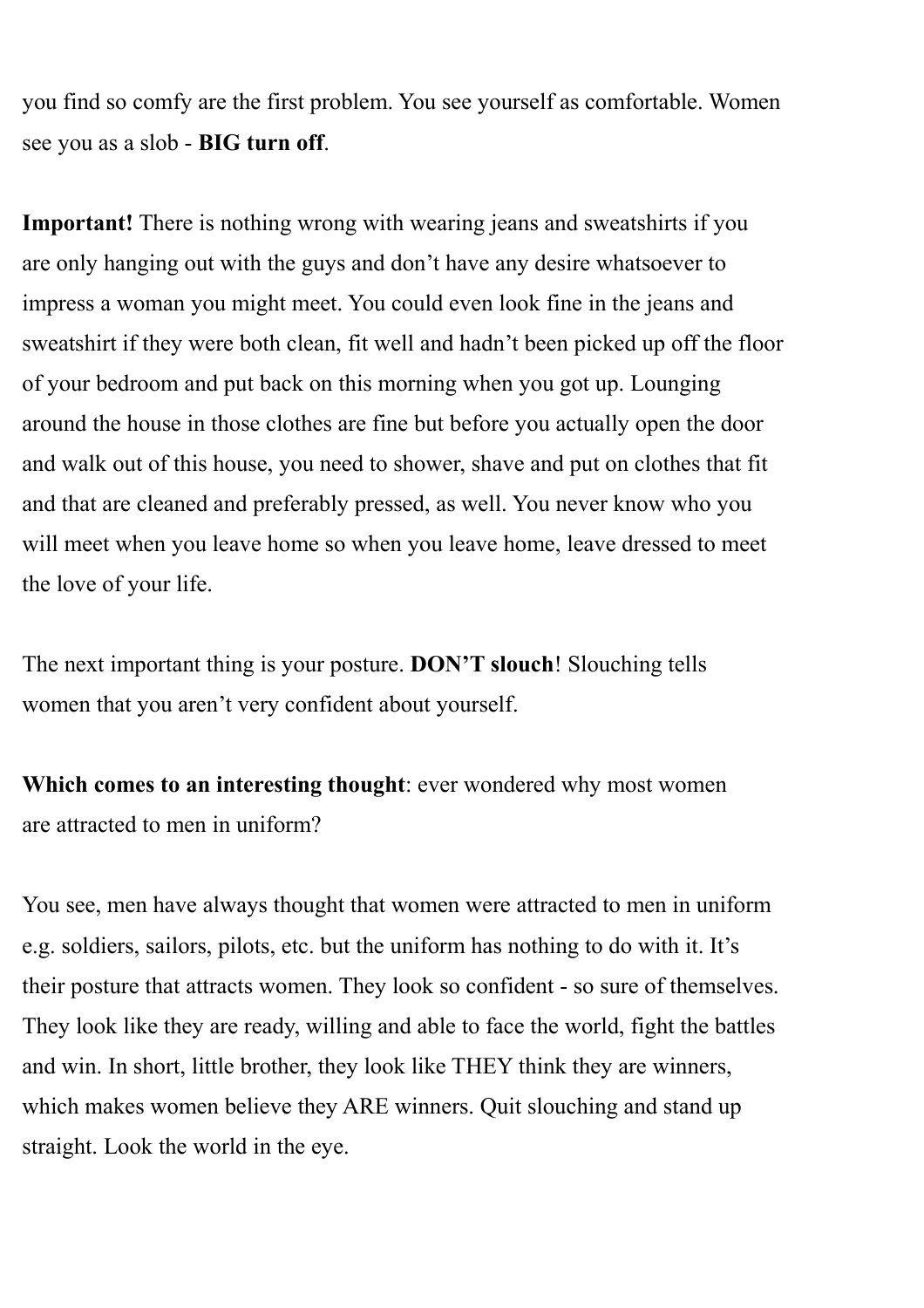you find so comfy are the first problem. You see yourself as comfortable. Women see you as a slob - **BIG turn off**.

**Important!** There is nothing wrong with wearing jeans and sweatshirts if you are only hanging out with the guys and don't have any desire whatsoever to impress a woman you might meet. You could even look fine in the jeans and sweatshirt if they were both clean, fit well and hadn't been picked up off the floor of your bedroom and put back on this morning when you got up. Lounging around the house in those clothes are fine but before you actually open the door and walk out of this house, you need to shower, shave and put on clothes that fit and that are cleaned and preferably pressed, as well. You never know who you will meet when you leave home so when you leave home, leave dressed to meet the love of your life.

The next important thing is your posture. **DON'T slouch**! Slouching tells women that you aren't very confident about yourself.

**Which comes to an interesting thought**: ever wondered why most women are attracted to men in uniform?

You see, men have always thought that women were attracted to men in uniform e.g. soldiers, sailors, pilots, etc. but the uniform has nothing to do with it. It's their posture that attracts women. They look so confident - so sure of themselves. They look like they are ready, willing and able to face the world, fight the battles and win. In short, little brother, they look like THEY think they are winners, which makes women believe they ARE winners. Quit slouching and stand up straight. Look the world in the eye.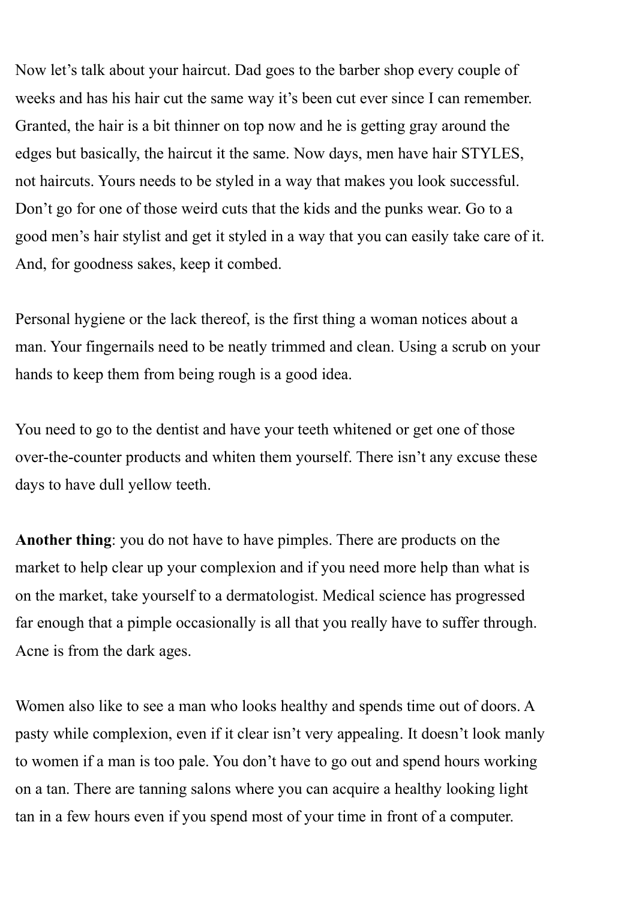Now let's talk about your haircut. Dad goes to the barber shop every couple of weeks and has his hair cut the same way it's been cut ever since I can remember. Granted, the hair is a bit thinner on top now and he is getting gray around the edges but basically, the haircut it the same. Now days, men have hair STYLES, not haircuts. Yours needs to be styled in a way that makes you look successful. Don't go for one of those weird cuts that the kids and the punks wear. Go to a good men's hair stylist and get it styled in a way that you can easily take care of it. And, for goodness sakes, keep it combed.

Personal hygiene or the lack thereof, is the first thing a woman notices about a man. Your fingernails need to be neatly trimmed and clean. Using a scrub on your hands to keep them from being rough is a good idea.

You need to go to the dentist and have your teeth whitened or get one of those over-the-counter products and whiten them yourself. There isn't any excuse these days to have dull yellow teeth.

**Another thing**: you do not have to have pimples. There are products on the market to help clear up your complexion and if you need more help than what is on the market, take yourself to a dermatologist. Medical science has progressed far enough that a pimple occasionally is all that you really have to suffer through. Acne is from the dark ages.

Women also like to see a man who looks healthy and spends time out of doors. A pasty while complexion, even if it clear isn't very appealing. It doesn't look manly to women if a man is too pale. You don't have to go out and spend hours working on a tan. There are tanning salons where you can acquire a healthy looking light tan in a few hours even if you spend most of your time in front of a computer.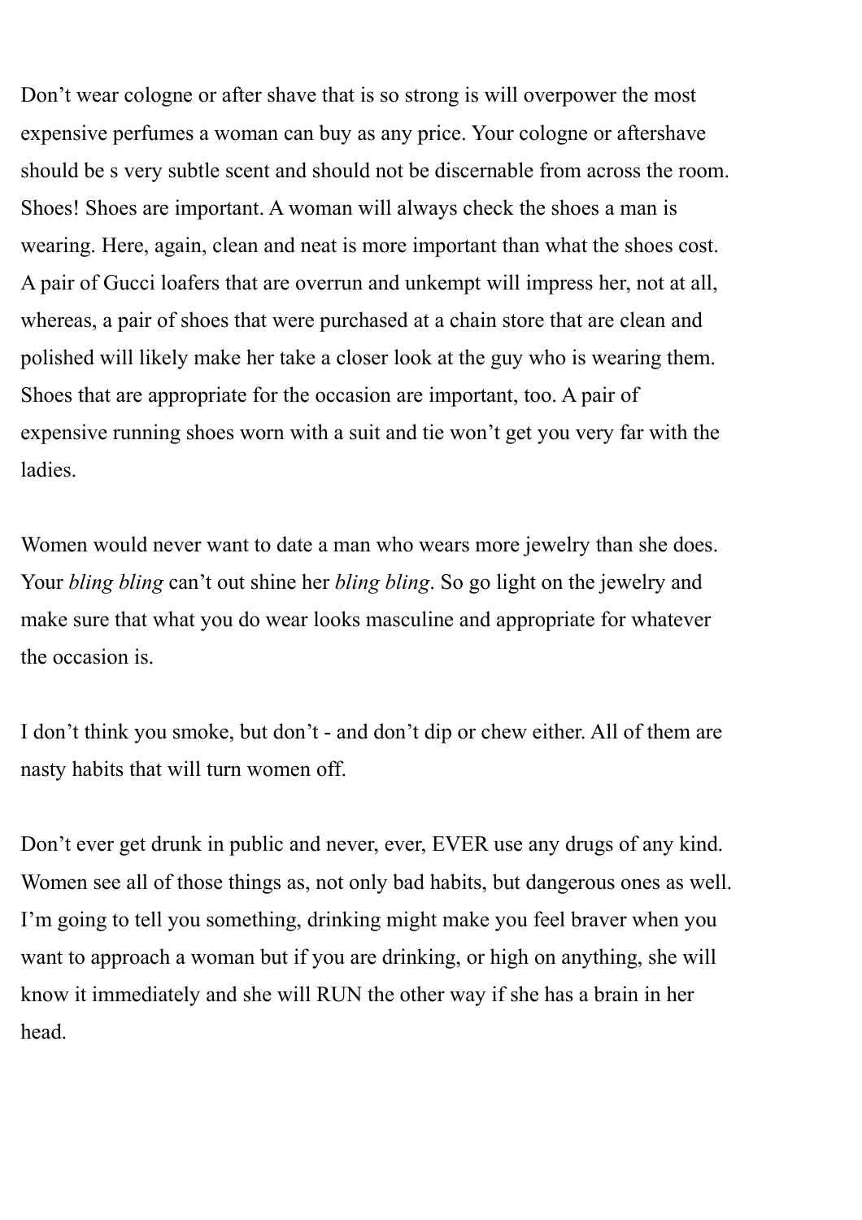Don’t wear cologne or after shave that is so strong is will overpower the most expensive perfumes a woman can buy as any price. Your cologne or aftershave should be s very subtle scent and should not be discernable from across the room. Shoes! Shoes are important. A woman will always check the shoes a man is wearing. Here, again, clean and neat is more important than what the shoes cost. A pair of Gucci loafers that are overrun and unkempt will impress her, not at all, whereas, a pair of shoes that were purchased at a chain store that are clean and polished will likely make her take a closer look at the guy who is wearing them. Shoes that are appropriate for the occasion are important, too. A pair of expensive running shoes worn with a suit and tie won’t get you very far with the ladies.

Women would never want to date a man who wears more jewelry than she does. Your *bling bling* can’t out shine her *bling bling*. So go light on the jewelry and make sure that what you do wear looks masculine and appropriate for whatever the occasion is.

I don’t think you smoke, but don’t - and don’t dip or chew either. All of them are nasty habits that will turn women off.

Don’t ever get drunk in public and never, ever, EVER use any drugs of any kind. Women see all of those things as, not only bad habits, but dangerous ones as well. I’m going to tell you something, drinking might make you feel braver when you want to approach a woman but if you are drinking, or high on anything, she will know it immediately and she will RUN the other way if she has a brain in her head.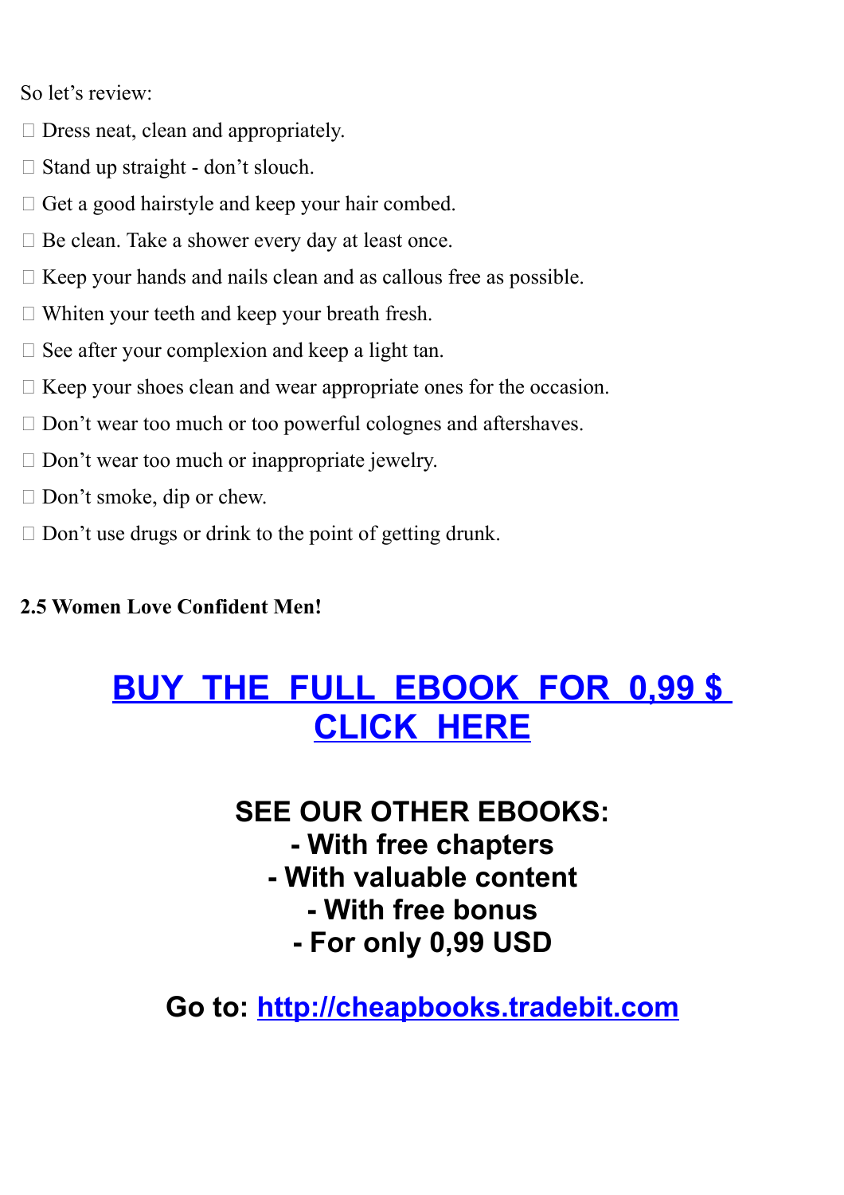So let's review:

- Dress neat, clean and appropriately.
- Stand up straight - don't slouch.
- Get a good hairstyle and keep your hair combed.
- Be clean. Take a shower every day at least once.
- Keep your hands and nails clean and as callous free as possible.
- Whiten your teeth and keep your breath fresh.
- See after your complexion and keep a light tan.
- Keep your shoes clean and wear appropriate ones for the occasion.
- Don't wear too much or too powerful colognes and aftershaves.
- Don't wear too much or inappropriate jewelry.
- Don't smoke, dip or chew.
- Don't use drugs or drink to the point of getting drunk.

**2.5 Women Love Confident Men!**

## BUY THE FULL EBOOK FOR 0,99 $ CLICK HERE

**SEE OUR OTHER EBOOKS:**
**- With free chapters**
**- With valuable content**
**- With free bonus**
**- For only 0,99 USD**

**Go to: http://cheapbooks.tradebit.com**